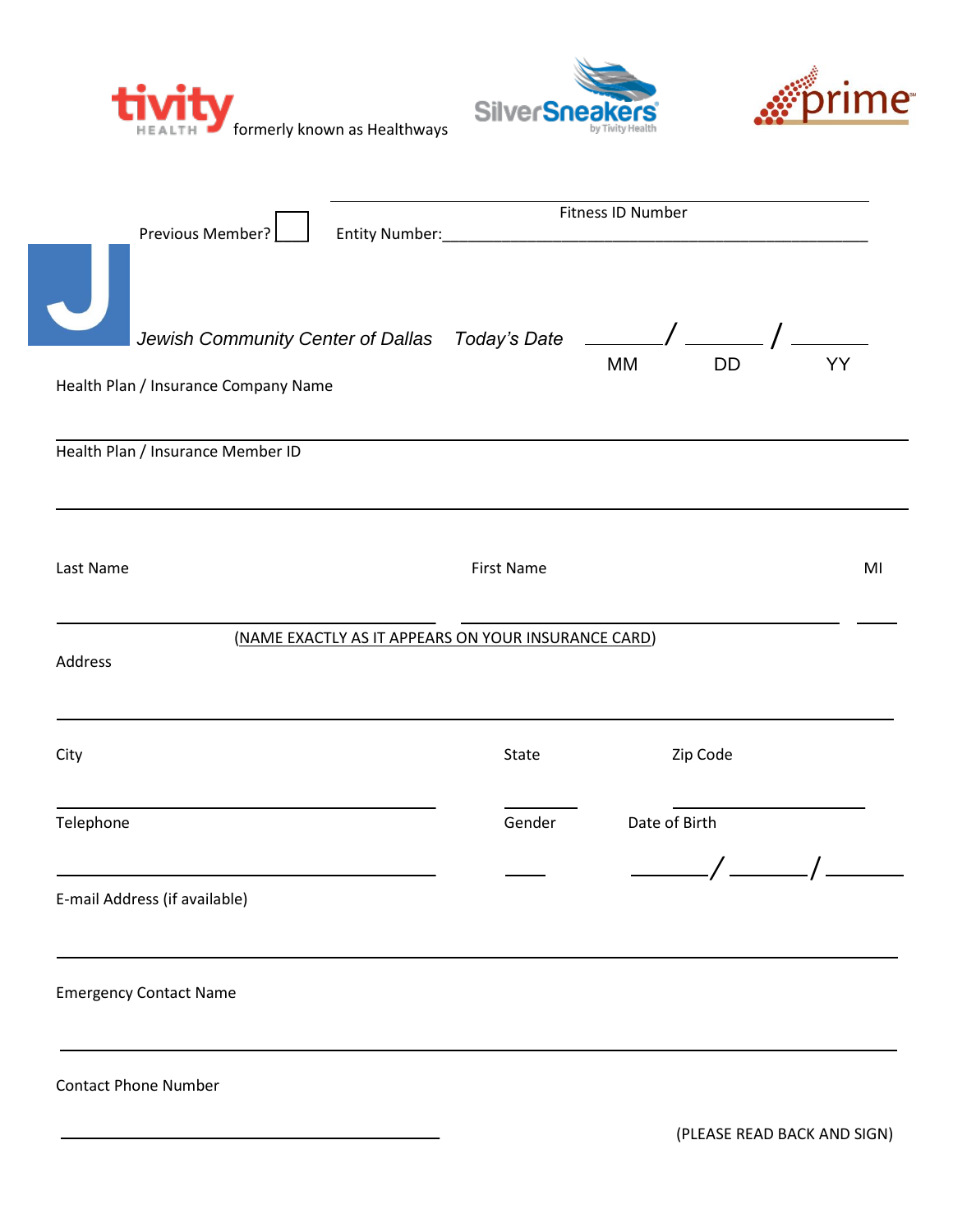tivity HEALTH formerly known as Healthways

SilverSneakers by Tivity Health

prime

Fitness ID Number

Previous Member? ☐ Entity Number:\_\_\_\_\_\_\_\_\_\_\_\_\_\_\_\_\_\_\_\_\_\_\_\_\_\_\_\_\_\_\_\_\_\_\_\_\_\_\_\_

*Jewish Community Center of Dallas* *Today's Date* \_\_\_\_\_\_\_/\_\_\_\_\_\_\_/\_\_\_\_\_\_\_

MM DD YY

Health Plan / Insurance Company Name

\_\_\_\_\_\_\_\_\_\_\_\_\_\_\_\_\_\_\_\_\_\_\_\_\_\_\_\_\_\_\_\_\_\_\_\_\_\_\_\_\_\_\_\_\_\_\_\_\_\_\_\_\_\_\_\_

Health Plan / Insurance Member ID

\_\_\_\_\_\_\_\_\_\_\_\_\_\_\_\_\_\_\_\_\_\_\_\_\_\_\_\_\_\_\_\_\_\_\_\_\_\_\_\_\_\_\_\_\_\_\_\_\_\_\_\_\_\_\_\_

Last Name First Name MI

\_\_\_\_\_\_\_\_\_\_\_\_\_\_\_\_\_\_\_\_\_\_\_\_\_\_ \_\_\_\_\_\_\_\_\_\_\_\_\_\_\_\_\_\_\_\_\_\_\_\_\_\_ \_\_\_\_

(NAME EXACTLY AS IT APPEARS ON YOUR INSURANCE CARD)

Address

\_\_\_\_\_\_\_\_\_\_\_\_\_\_\_\_\_\_\_\_\_\_\_\_\_\_\_\_\_\_\_\_\_\_\_\_\_\_\_\_\_\_\_\_\_\_\_\_\_\_\_\_\_\_\_\_

City State Zip Code

\_\_\_\_\_\_\_\_\_\_\_\_\_\_\_\_\_\_\_\_\_\_\_\_\_\_ \_\_\_\_\_\_\_ \_\_\_\_\_\_\_\_\_\_\_\_\_\_\_

Telephone Gender Date of Birth

\_\_\_\_\_\_\_\_\_\_\_\_\_\_\_\_\_\_\_\_\_\_\_\_\_\_ \_\_\_\_ \_\_\_\_\_\_\_/\_\_\_\_\_\_\_/\_\_\_\_\_\_\_

E-mail Address (if available)

\_\_\_\_\_\_\_\_\_\_\_\_\_\_\_\_\_\_\_\_\_\_\_\_\_\_\_\_\_\_\_\_\_\_\_\_\_\_\_\_\_\_\_\_\_\_\_\_\_\_\_\_\_\_\_\_

Emergency Contact Name

\_\_\_\_\_\_\_\_\_\_\_\_\_\_\_\_\_\_\_\_\_\_\_\_\_\_\_\_\_\_\_\_\_\_\_\_\_\_\_\_\_\_\_\_\_\_\_\_\_\_\_\_\_\_\_\_

Contact Phone Number

\_\_\_\_\_\_\_\_\_\_\_\_\_\_\_\_\_\_\_\_\_\_\_\_\_\_

(PLEASE READ BACK AND SIGN)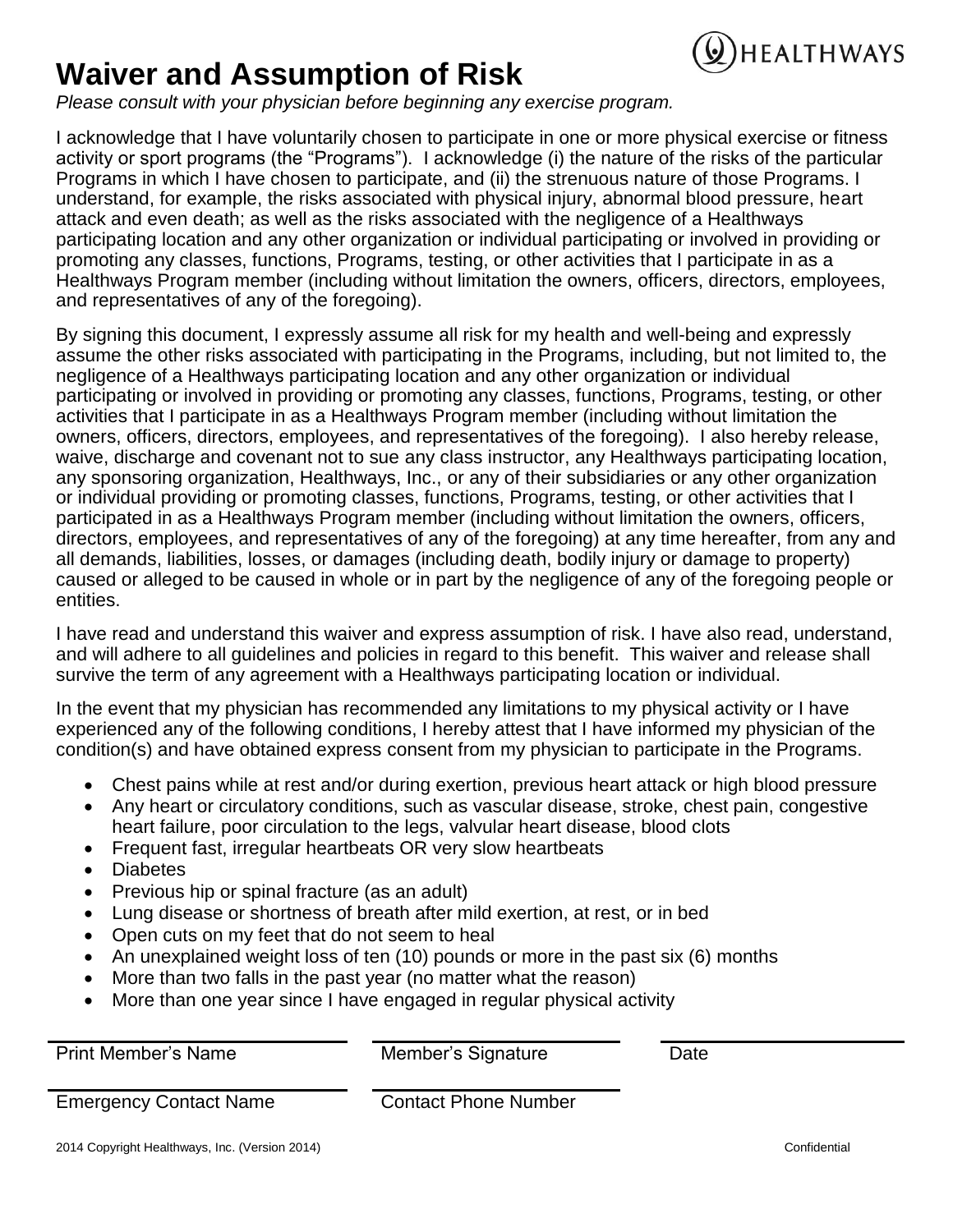# Waiver and Assumption of Risk

*Please consult with your physician before beginning any exercise program.*

I acknowledge that I have voluntarily chosen to participate in one or more physical exercise or fitness activity or sport programs (the "Programs"). I acknowledge (i) the nature of the risks of the particular Programs in which I have chosen to participate, and (ii) the strenuous nature of those Programs. I understand, for example, the risks associated with physical injury, abnormal blood pressure, heart attack and even death; as well as the risks associated with the negligence of a Healthways participating location and any other organization or individual participating or involved in providing or promoting any classes, functions, Programs, testing, or other activities that I participate in as a Healthways Program member (including without limitation the owners, officers, directors, employees, and representatives of any of the foregoing).

By signing this document, I expressly assume all risk for my health and well-being and expressly assume the other risks associated with participating in the Programs, including, but not limited to, the negligence of a Healthways participating location and any other organization or individual participating or involved in providing or promoting any classes, functions, Programs, testing, or other activities that I participate in as a Healthways Program member (including without limitation the owners, officers, directors, employees, and representatives of the foregoing). I also hereby release, waive, discharge and covenant not to sue any class instructor, any Healthways participating location, any sponsoring organization, Healthways, Inc., or any of their subsidiaries or any other organization or individual providing or promoting classes, functions, Programs, testing, or other activities that I participated in as a Healthways Program member (including without limitation the owners, officers, directors, employees, and representatives of any of the foregoing) at any time hereafter, from any and all demands, liabilities, losses, or damages (including death, bodily injury or damage to property) caused or alleged to be caused in whole or in part by the negligence of any of the foregoing people or entities.

I have read and understand this waiver and express assumption of risk. I have also read, understand, and will adhere to all guidelines and policies in regard to this benefit. This waiver and release shall survive the term of any agreement with a Healthways participating location or individual.

In the event that my physician has recommended any limitations to my physical activity or I have experienced any of the following conditions, I hereby attest that I have informed my physician of the condition(s) and have obtained express consent from my physician to participate in the Programs.

- Chest pains while at rest and/or during exertion, previous heart attack or high blood pressure
- Any heart or circulatory conditions, such as vascular disease, stroke, chest pain, congestive heart failure, poor circulation to the legs, valvular heart disease, blood clots
- Frequent fast, irregular heartbeats OR very slow heartbeats
- Diabetes
- Previous hip or spinal fracture (as an adult)
- Lung disease or shortness of breath after mild exertion, at rest, or in bed
- Open cuts on my feet that do not seem to heal
- An unexplained weight loss of ten (10) pounds or more in the past six (6) months
- More than two falls in the past year (no matter what the reason)
- More than one year since I have engaged in regular physical activity

| | | |
|---|---|---|
| Print Member's Name | Member's Signature | Date |
| Emergency Contact Name | Contact Phone Number | |

2014 Copyright Healthways, Inc. (Version 2014) Confidential